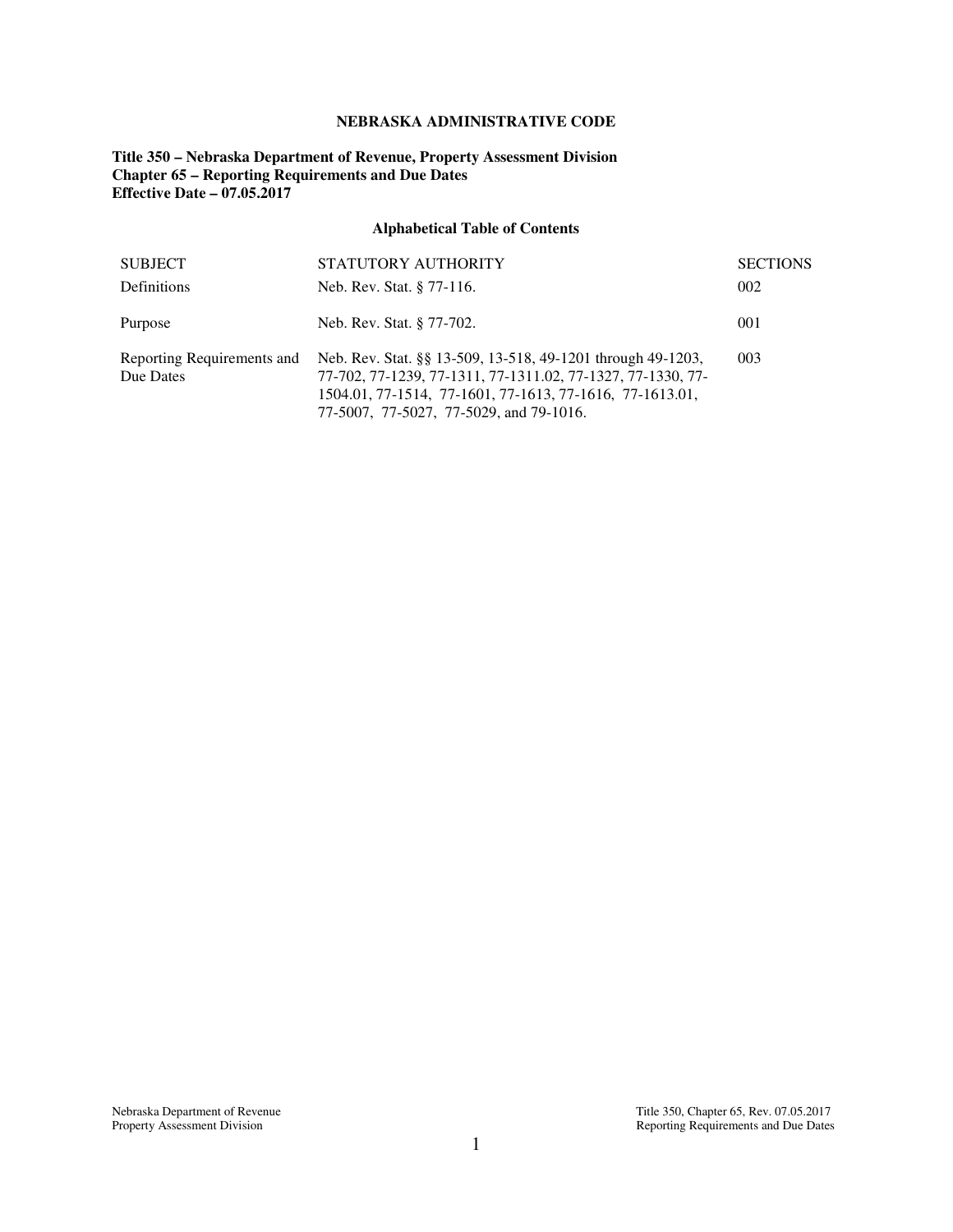# NEBRASKA ADMINISTRATIVE CODE

**Title 350 – Nebraska Department of Revenue, Property Assessment Division**
**Chapter 65 – Reporting Requirements and Due Dates**
**Effective Date – 07.05.2017**

## Alphabetical Table of Contents

| SUBJECT | STATUTORY AUTHORITY | SECTIONS |
|---|---|---|
| Definitions | Neb. Rev. Stat. § 77-116. | 002 |
| Purpose | Neb. Rev. Stat. § 77-702. | 001 |
| Reporting Requirements and Due Dates | Neb. Rev. Stat. §§ 13-509, 13-518, 49-1201 through 49-1203, 77-702, 77-1239, 77-1311, 77-1311.02, 77-1327, 77-1330, 77-1504.01, 77-1514, 77-1601, 77-1613, 77-1616, 77-1613.01, 77-5007, 77-5027, 77-5029, and 79-1016. | 003 |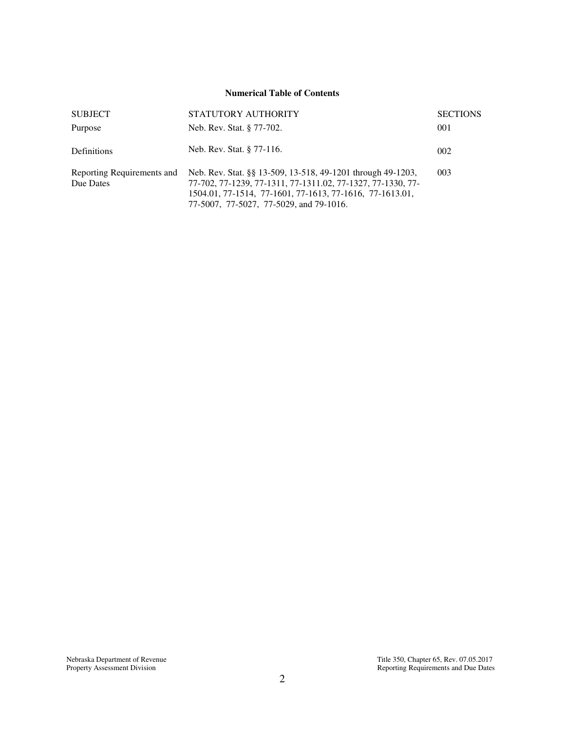**Numerical Table of Contents**

| SUBJECT | STATUTORY AUTHORITY | SECTIONS |
|---|---|---|
| Purpose | Neb. Rev. Stat. § 77-702. | 001 |
| Definitions | Neb. Rev. Stat. § 77-116. | 002 |
| Reporting Requirements and Due Dates | Neb. Rev. Stat. §§ 13-509, 13-518, 49-1201 through 49-1203, 77-702, 77-1239, 77-1311, 77-1311.02, 77-1327, 77-1330, 77-1504.01, 77-1514, 77-1601, 77-1613, 77-1616, 77-1613.01, 77-5007, 77-5027, 77-5029, and 79-1016. | 003 |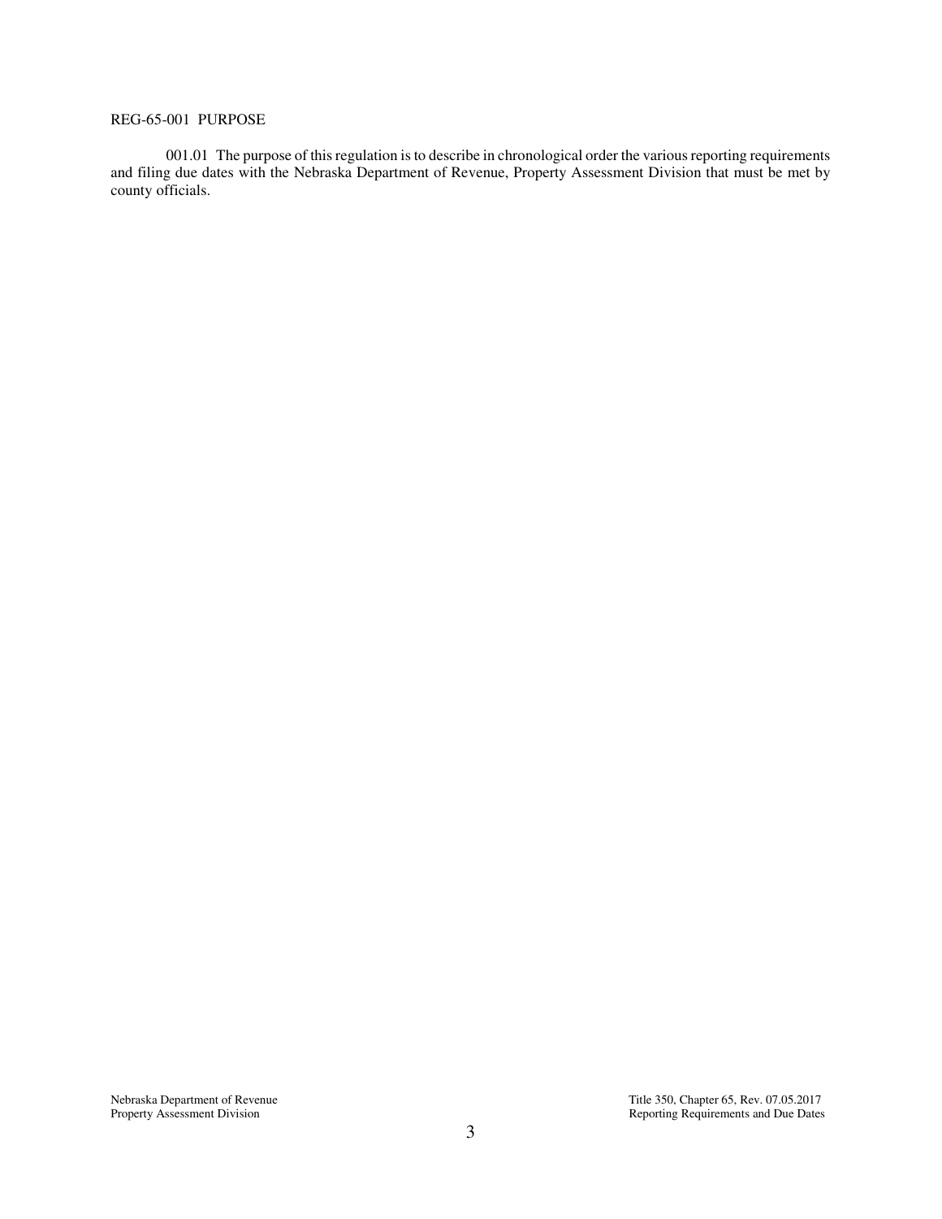## REG-65-001 PURPOSE

001.01 The purpose of this regulation is to describe in chronological order the various reporting requirements and filing due dates with the Nebraska Department of Revenue, Property Assessment Division that must be met by county officials.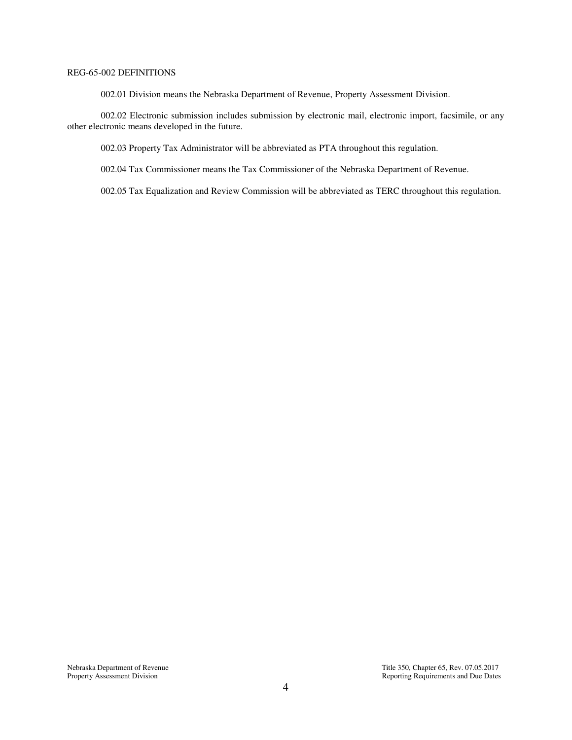## REG-65-002 DEFINITIONS

002.01 Division means the Nebraska Department of Revenue, Property Assessment Division.

002.02 Electronic submission includes submission by electronic mail, electronic import, facsimile, or any other electronic means developed in the future.

002.03 Property Tax Administrator will be abbreviated as PTA throughout this regulation.

002.04 Tax Commissioner means the Tax Commissioner of the Nebraska Department of Revenue.

002.05 Tax Equalization and Review Commission will be abbreviated as TERC throughout this regulation.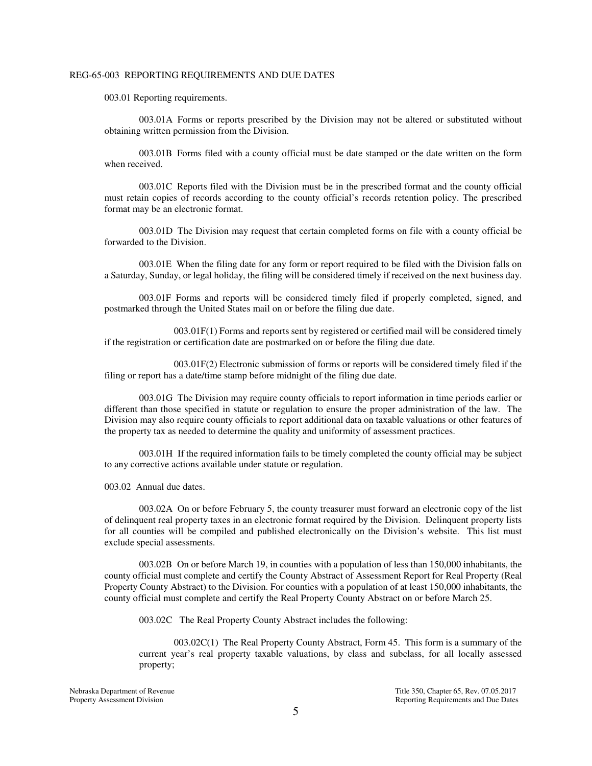REG-65-003 REPORTING REQUIREMENTS AND DUE DATES

003.01 Reporting requirements.

003.01A Forms or reports prescribed by the Division may not be altered or substituted without obtaining written permission from the Division.

003.01B Forms filed with a county official must be date stamped or the date written on the form when received.

003.01C Reports filed with the Division must be in the prescribed format and the county official must retain copies of records according to the county official's records retention policy. The prescribed format may be an electronic format.

003.01D The Division may request that certain completed forms on file with a county official be forwarded to the Division.

003.01E When the filing date for any form or report required to be filed with the Division falls on a Saturday, Sunday, or legal holiday, the filing will be considered timely if received on the next business day.

003.01F Forms and reports will be considered timely filed if properly completed, signed, and postmarked through the United States mail on or before the filing due date.

003.01F(1) Forms and reports sent by registered or certified mail will be considered timely if the registration or certification date are postmarked on or before the filing due date.

003.01F(2) Electronic submission of forms or reports will be considered timely filed if the filing or report has a date/time stamp before midnight of the filing due date.

003.01G The Division may require county officials to report information in time periods earlier or different than those specified in statute or regulation to ensure the proper administration of the law. The Division may also require county officials to report additional data on taxable valuations or other features of the property tax as needed to determine the quality and uniformity of assessment practices.

003.01H If the required information fails to be timely completed the county official may be subject to any corrective actions available under statute or regulation.

003.02 Annual due dates.

003.02A On or before February 5, the county treasurer must forward an electronic copy of the list of delinquent real property taxes in an electronic format required by the Division. Delinquent property lists for all counties will be compiled and published electronically on the Division's website. This list must exclude special assessments.

003.02B On or before March 19, in counties with a population of less than 150,000 inhabitants, the county official must complete and certify the County Abstract of Assessment Report for Real Property (Real Property County Abstract) to the Division. For counties with a population of at least 150,000 inhabitants, the county official must complete and certify the Real Property County Abstract on or before March 25.

003.02C The Real Property County Abstract includes the following:

003.02C(1) The Real Property County Abstract, Form 45. This form is a summary of the current year's real property taxable valuations, by class and subclass, for all locally assessed property;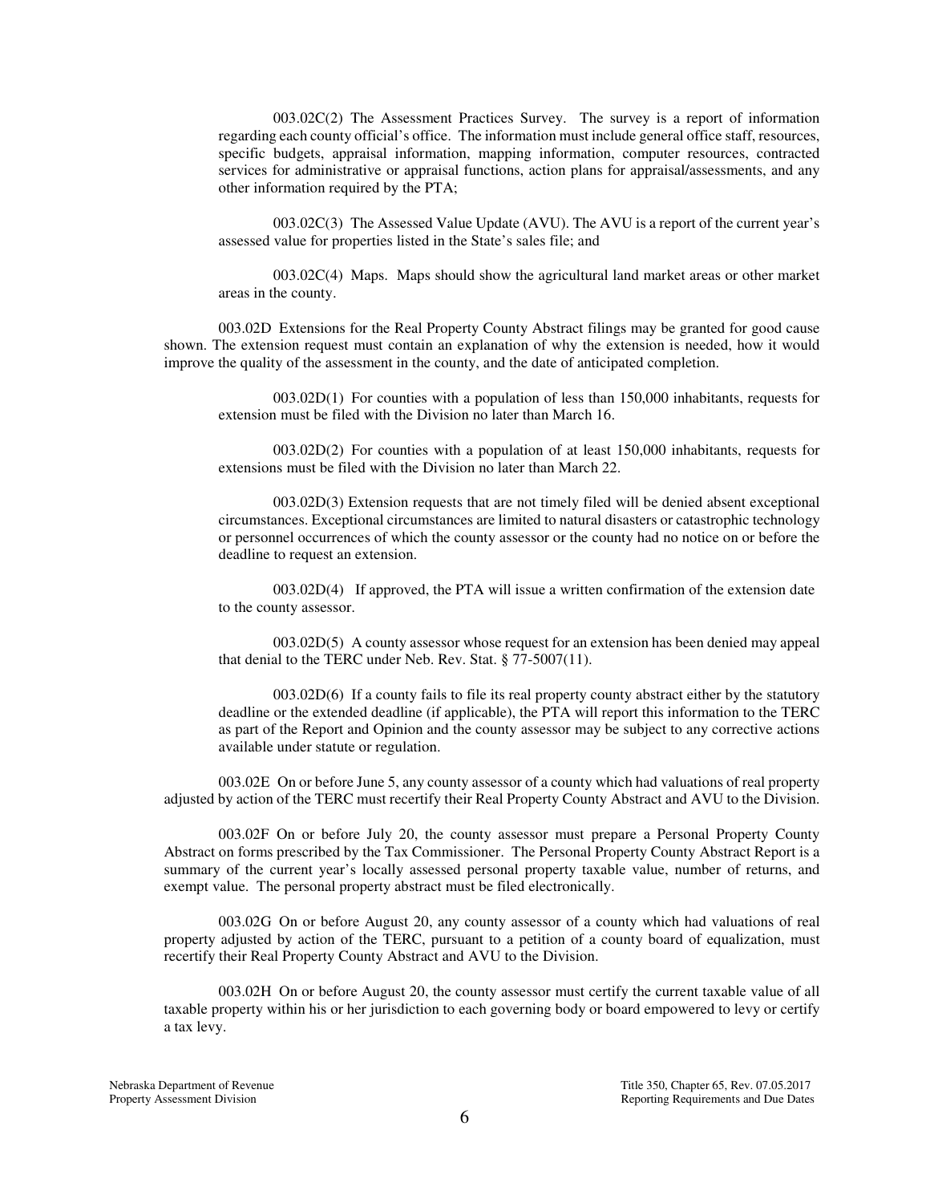003.02C(2) The Assessment Practices Survey. The survey is a report of information regarding each county official's office. The information must include general office staff, resources, specific budgets, appraisal information, mapping information, computer resources, contracted services for administrative or appraisal functions, action plans for appraisal/assessments, and any other information required by the PTA;

003.02C(3) The Assessed Value Update (AVU). The AVU is a report of the current year's assessed value for properties listed in the State's sales file; and

003.02C(4) Maps. Maps should show the agricultural land market areas or other market areas in the county.

003.02D Extensions for the Real Property County Abstract filings may be granted for good cause shown. The extension request must contain an explanation of why the extension is needed, how it would improve the quality of the assessment in the county, and the date of anticipated completion.

003.02D(1) For counties with a population of less than 150,000 inhabitants, requests for extension must be filed with the Division no later than March 16.

003.02D(2) For counties with a population of at least 150,000 inhabitants, requests for extensions must be filed with the Division no later than March 22.

003.02D(3) Extension requests that are not timely filed will be denied absent exceptional circumstances. Exceptional circumstances are limited to natural disasters or catastrophic technology or personnel occurrences of which the county assessor or the county had no notice on or before the deadline to request an extension.

003.02D(4) If approved, the PTA will issue a written confirmation of the extension date to the county assessor.

003.02D(5) A county assessor whose request for an extension has been denied may appeal that denial to the TERC under Neb. Rev. Stat. § 77-5007(11).

003.02D(6) If a county fails to file its real property county abstract either by the statutory deadline or the extended deadline (if applicable), the PTA will report this information to the TERC as part of the Report and Opinion and the county assessor may be subject to any corrective actions available under statute or regulation.

003.02E On or before June 5, any county assessor of a county which had valuations of real property adjusted by action of the TERC must recertify their Real Property County Abstract and AVU to the Division.

003.02F On or before July 20, the county assessor must prepare a Personal Property County Abstract on forms prescribed by the Tax Commissioner. The Personal Property County Abstract Report is a summary of the current year's locally assessed personal property taxable value, number of returns, and exempt value. The personal property abstract must be filed electronically.

003.02G On or before August 20, any county assessor of a county which had valuations of real property adjusted by action of the TERC, pursuant to a petition of a county board of equalization, must recertify their Real Property County Abstract and AVU to the Division.

003.02H On or before August 20, the county assessor must certify the current taxable value of all taxable property within his or her jurisdiction to each governing body or board empowered to levy or certify a tax levy.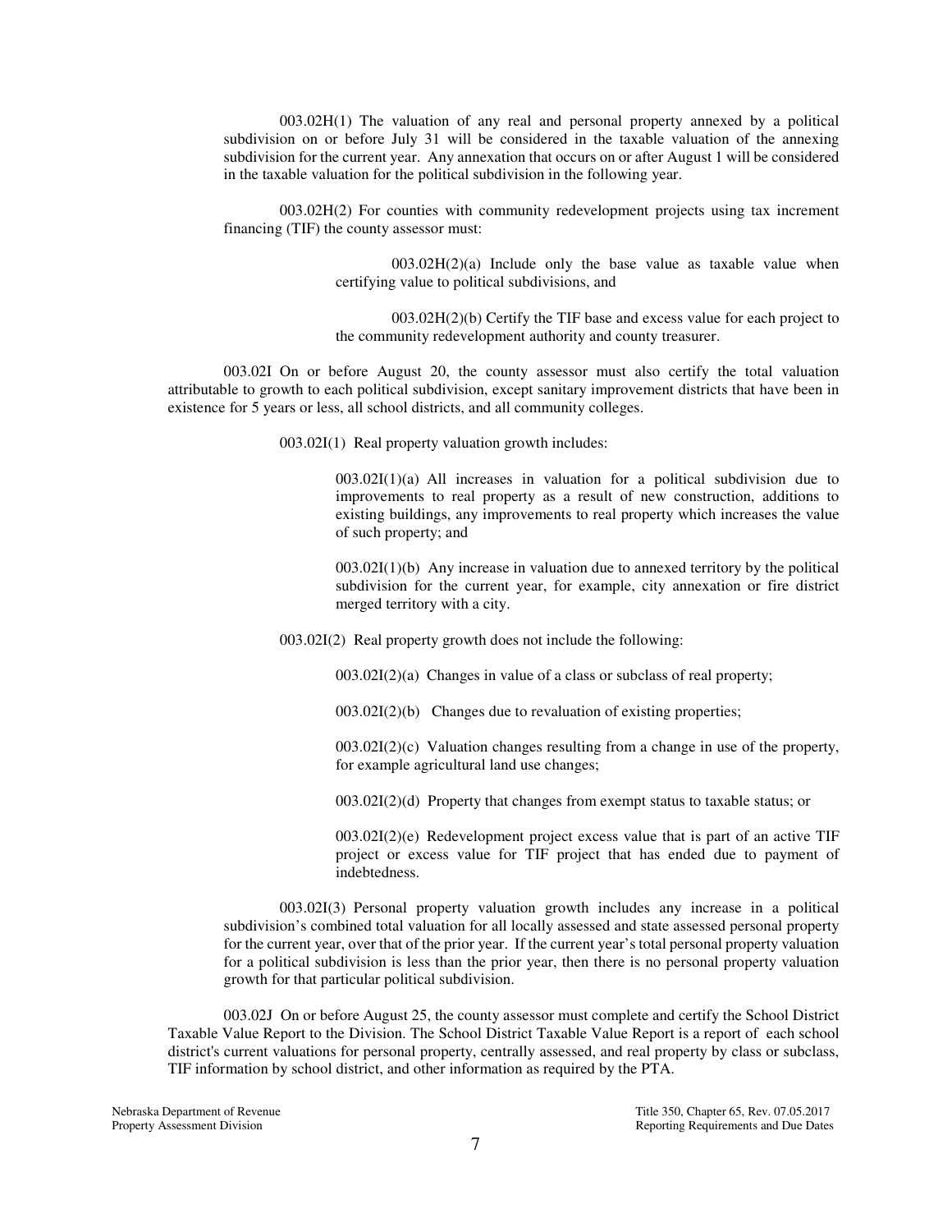003.02H(1) The valuation of any real and personal property annexed by a political subdivision on or before July 31 will be considered in the taxable valuation of the annexing subdivision for the current year. Any annexation that occurs on or after August 1 will be considered in the taxable valuation for the political subdivision in the following year.

003.02H(2) For counties with community redevelopment projects using tax increment financing (TIF) the county assessor must:

003.02H(2)(a) Include only the base value as taxable value when certifying value to political subdivisions, and

003.02H(2)(b) Certify the TIF base and excess value for each project to the community redevelopment authority and county treasurer.

003.02I On or before August 20, the county assessor must also certify the total valuation attributable to growth to each political subdivision, except sanitary improvement districts that have been in existence for 5 years or less, all school districts, and all community colleges.

003.02I(1) Real property valuation growth includes:

003.02I(1)(a) All increases in valuation for a political subdivision due to improvements to real property as a result of new construction, additions to existing buildings, any improvements to real property which increases the value of such property; and

003.02I(1)(b) Any increase in valuation due to annexed territory by the political subdivision for the current year, for example, city annexation or fire district merged territory with a city.

003.02I(2) Real property growth does not include the following:

003.02I(2)(a) Changes in value of a class or subclass of real property;

003.02I(2)(b) Changes due to revaluation of existing properties;

003.02I(2)(c) Valuation changes resulting from a change in use of the property, for example agricultural land use changes;

003.02I(2)(d) Property that changes from exempt status to taxable status; or

003.02I(2)(e) Redevelopment project excess value that is part of an active TIF project or excess value for TIF project that has ended due to payment of indebtedness.

003.02I(3) Personal property valuation growth includes any increase in a political subdivision's combined total valuation for all locally assessed and state assessed personal property for the current year, over that of the prior year. If the current year's total personal property valuation for a political subdivision is less than the prior year, then there is no personal property valuation growth for that particular political subdivision.

003.02J On or before August 25, the county assessor must complete and certify the School District Taxable Value Report to the Division. The School District Taxable Value Report is a report of each school district's current valuations for personal property, centrally assessed, and real property by class or subclass, TIF information by school district, and other information as required by the PTA.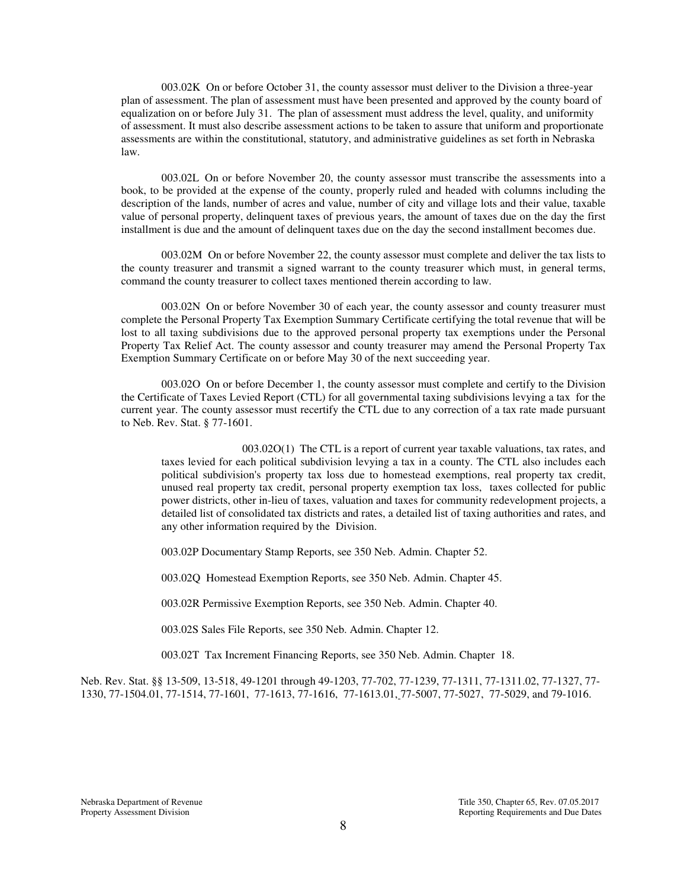003.02K On or before October 31, the county assessor must deliver to the Division a three-year plan of assessment. The plan of assessment must have been presented and approved by the county board of equalization on or before July 31. The plan of assessment must address the level, quality, and uniformity of assessment. It must also describe assessment actions to be taken to assure that uniform and proportionate assessments are within the constitutional, statutory, and administrative guidelines as set forth in Nebraska law.

003.02L On or before November 20, the county assessor must transcribe the assessments into a book, to be provided at the expense of the county, properly ruled and headed with columns including the description of the lands, number of acres and value, number of city and village lots and their value, taxable value of personal property, delinquent taxes of previous years, the amount of taxes due on the day the first installment is due and the amount of delinquent taxes due on the day the second installment becomes due.

003.02M On or before November 22, the county assessor must complete and deliver the tax lists to the county treasurer and transmit a signed warrant to the county treasurer which must, in general terms, command the county treasurer to collect taxes mentioned therein according to law.

003.02N On or before November 30 of each year, the county assessor and county treasurer must complete the Personal Property Tax Exemption Summary Certificate certifying the total revenue that will be lost to all taxing subdivisions due to the approved personal property tax exemptions under the Personal Property Tax Relief Act. The county assessor and county treasurer may amend the Personal Property Tax Exemption Summary Certificate on or before May 30 of the next succeeding year.

003.02O On or before December 1, the county assessor must complete and certify to the Division the Certificate of Taxes Levied Report (CTL) for all governmental taxing subdivisions levying a tax for the current year. The county assessor must recertify the CTL due to any correction of a tax rate made pursuant to Neb. Rev. Stat. § 77-1601.

003.02O(1) The CTL is a report of current year taxable valuations, tax rates, and taxes levied for each political subdivision levying a tax in a county. The CTL also includes each political subdivision's property tax loss due to homestead exemptions, real property tax credit, unused real property tax credit, personal property exemption tax loss, taxes collected for public power districts, other in-lieu of taxes, valuation and taxes for community redevelopment projects, a detailed list of consolidated tax districts and rates, a detailed list of taxing authorities and rates, and any other information required by the Division.

003.02P Documentary Stamp Reports, see 350 Neb. Admin. Chapter 52.

003.02Q Homestead Exemption Reports, see 350 Neb. Admin. Chapter 45.

003.02R Permissive Exemption Reports, see 350 Neb. Admin. Chapter 40.

003.02S Sales File Reports, see 350 Neb. Admin. Chapter 12.

003.02T Tax Increment Financing Reports, see 350 Neb. Admin. Chapter 18.

Neb. Rev. Stat. §§ 13-509, 13-518, 49-1201 through 49-1203, 77-702, 77-1239, 77-1311, 77-1311.02, 77-1327, 77-1330, 77-1504.01, 77-1514, 77-1601, 77-1613, 77-1616, 77-1613.01, 77-5007, 77-5027, 77-5029, and 79-1016.